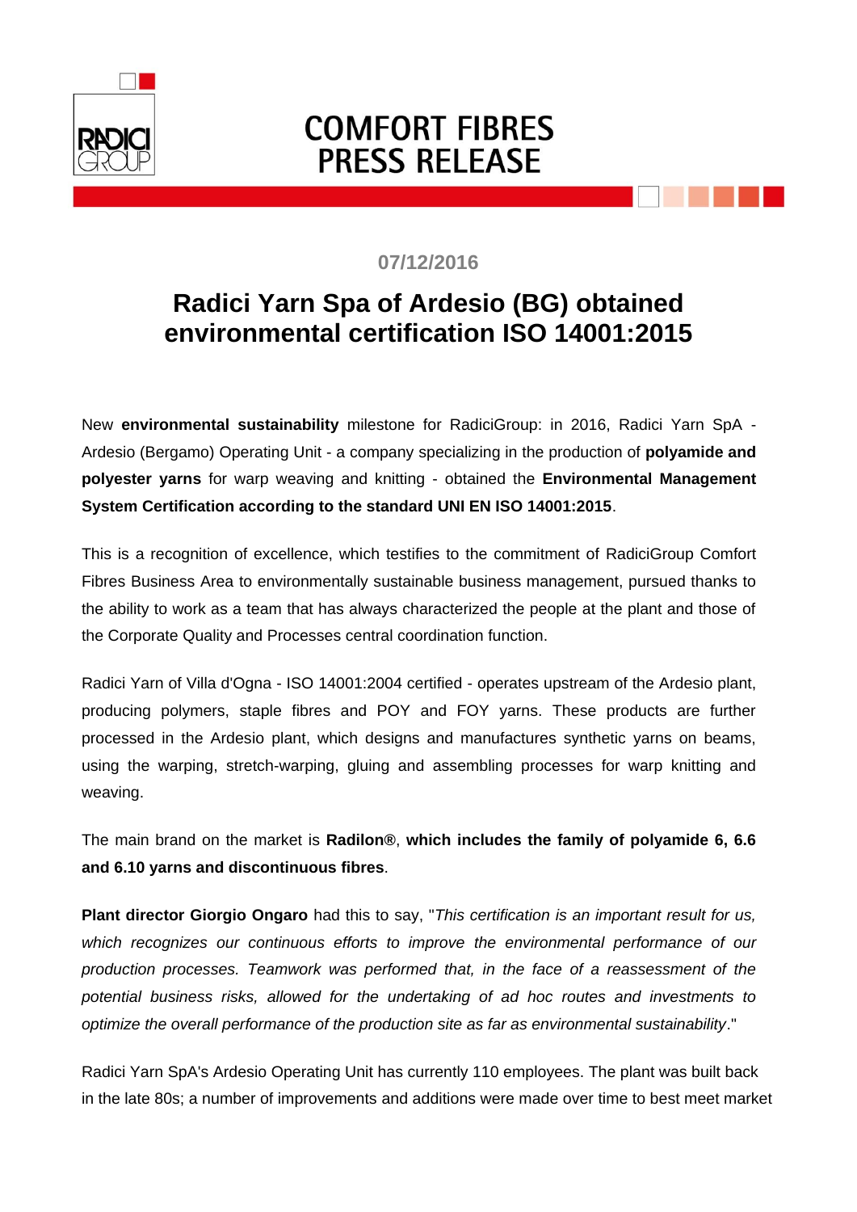# COMFORT FIBRES PRESS RELEASE

**07/12/2016**

## Radici Yarn Spa of Ardesio (BG) obtained environmental certification ISO 14001:2015

New **environmental sustainability** milestone for RadiciGroup: in 2016, Radici Yarn SpA - Ardesio (Bergamo) Operating Unit - a company specializing in the production of **polyamide and polyester yarns** for warp weaving and knitting - obtained the **Environmental Management System Certification according to the standard UNI EN ISO 14001:2015**.

This is a recognition of excellence, which testifies to the commitment of RadiciGroup Comfort Fibres Business Area to environmentally sustainable business management, pursued thanks to the ability to work as a team that has always characterized the people at the plant and those of the Corporate Quality and Processes central coordination function.

Radici Yarn of Villa d'Ogna - ISO 14001:2004 certified - operates upstream of the Ardesio plant, producing polymers, staple fibres and POY and FOY yarns. These products are further processed in the Ardesio plant, which designs and manufactures synthetic yarns on beams, using the warping, stretch-warping, gluing and assembling processes for warp knitting and weaving.

The main brand on the market is **Radilon®**, **which includes the family of polyamide 6, 6.6 and 6.10 yarns and discontinuous fibres**.

**Plant director Giorgio Ongaro** had this to say, "*This certification is an important result for us, which recognizes our continuous efforts to improve the environmental performance of our production processes. Teamwork was performed that, in the face of a reassessment of the potential business risks, allowed for the undertaking of ad hoc routes and investments to optimize the overall performance of the production site as far as environmental sustainability*."

Radici Yarn SpA's Ardesio Operating Unit has currently 110 employees. The plant was built back in the late 80s; a number of improvements and additions were made over time to best meet market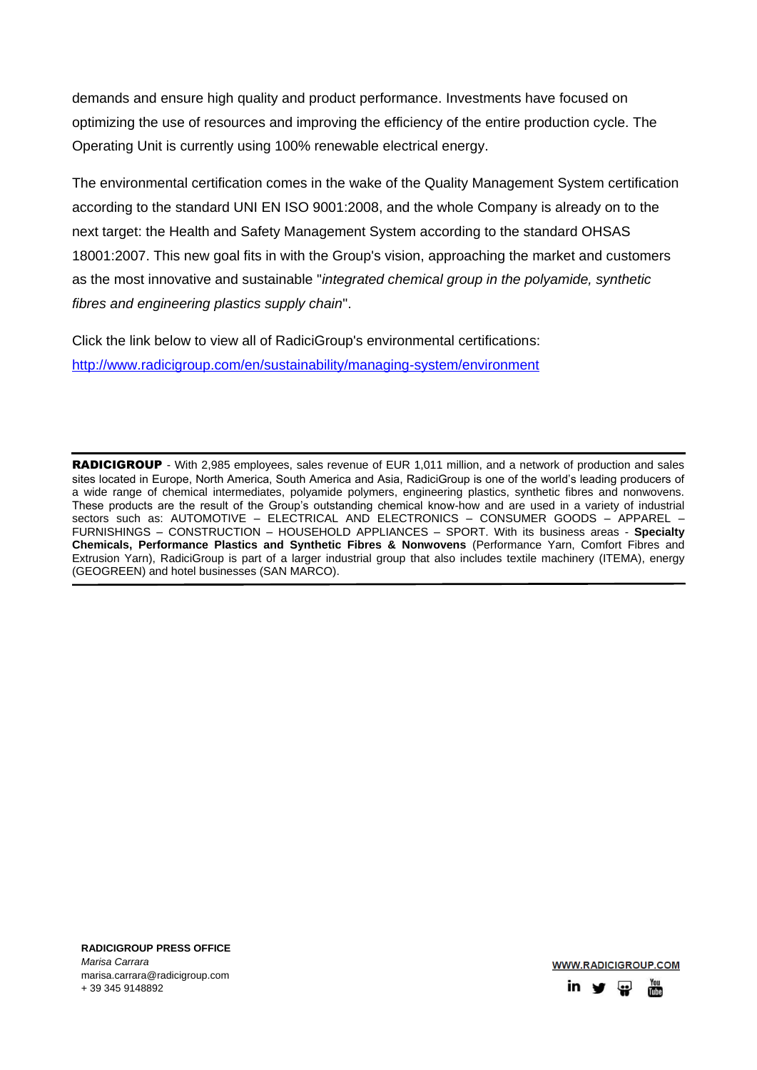demands and ensure high quality and product performance. Investments have focused on optimizing the use of resources and improving the efficiency of the entire production cycle. The Operating Unit is currently using 100% renewable electrical energy.

The environmental certification comes in the wake of the Quality Management System certification according to the standard UNI EN ISO 9001:2008, and the whole Company is already on to the next target: the Health and Safety Management System according to the standard OHSAS 18001:2007. This new goal fits in with the Group's vision, approaching the market and customers as the most innovative and sustainable "*integrated chemical group in the polyamide, synthetic fibres and engineering plastics supply chain*".

Click the link below to view all of RadiciGroup's environmental certifications:
[http://www.radicigroup.com/en/sustainability/managing-system/environment](http://www.radicigroup.com/en/sustainability/managing-system/environment)

---

**RADICIGROUP** - With 2,985 employees, sales revenue of EUR 1,011 million, and a network of production and sales sites located in Europe, North America, South America and Asia, RadiciGroup is one of the world's leading producers of a wide range of chemical intermediates, polyamide polymers, engineering plastics, synthetic fibres and nonwovens. These products are the result of the Group's outstanding chemical know-how and are used in a variety of industrial sectors such as: AUTOMOTIVE – ELECTRICAL AND ELECTRONICS – CONSUMER GOODS – APPAREL – FURNISHINGS – CONSTRUCTION – HOUSEHOLD APPLIANCES – SPORT. With its business areas - **Specialty Chemicals, Performance Plastics and Synthetic Fibres & Nonwovens** (Performance Yarn, Comfort Fibres and Extrusion Yarn), RadiciGroup is part of a larger industrial group that also includes textile machinery (ITEMA), energy (GEOGREEN) and hotel businesses (SAN MARCO).

---

**RADICIGROUP PRESS OFFICE**
*Marisa Carrara*
marisa.carrara@radicigroup.com
+ 39 345 9148892

WWW.RADICIGROUP.COM